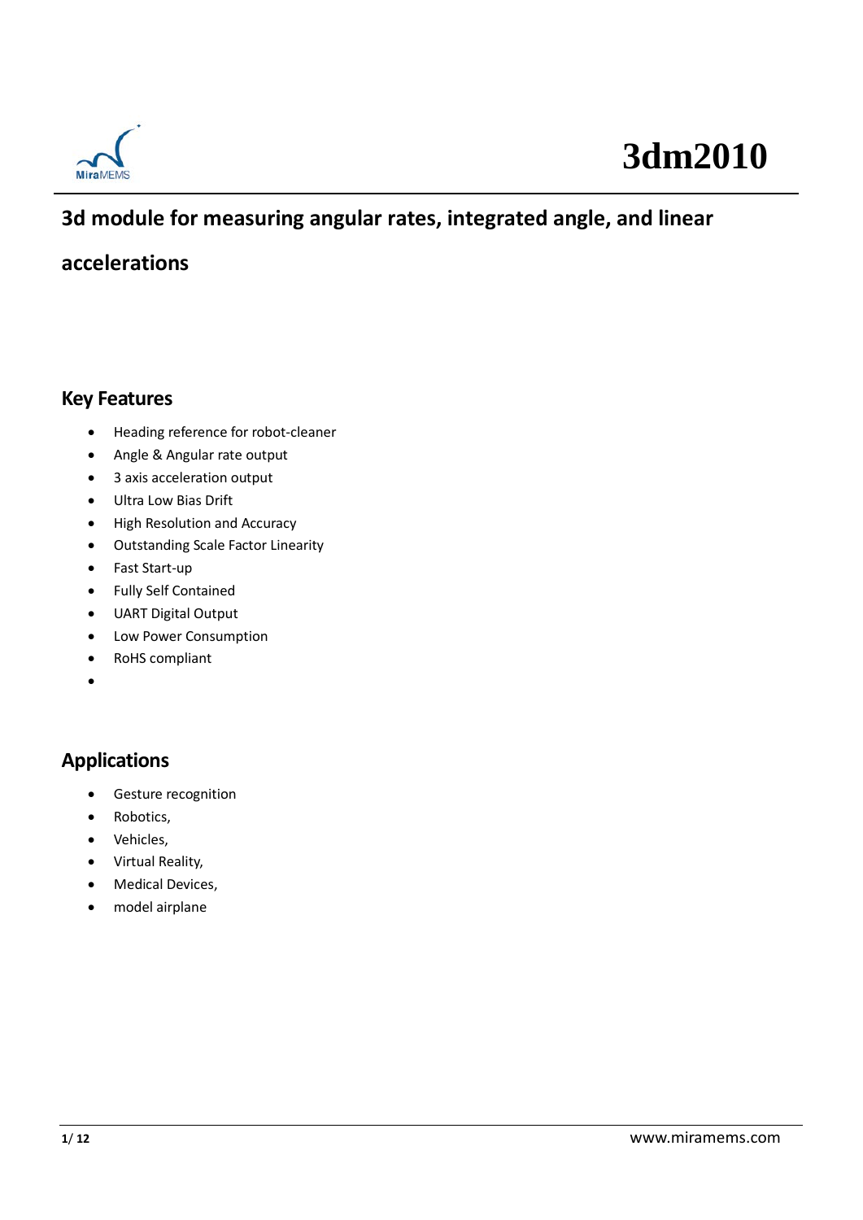# 3dm2010

## 3d module for measuring angular rates, integrated angle, and linear accelerations

### Key Features

- Heading reference for robot-cleaner
- Angle & Angular rate output
- 3 axis acceleration output
- Ultra Low Bias Drift
- High Resolution and Accuracy
- Outstanding Scale Factor Linearity
- Fast Start-up
- Fully Self Contained
- UART Digital Output
- Low Power Consumption
- RoHS compliant

### Applications

- Gesture recognition
- Robotics,
- Vehicles,
- Virtual Reality,
- Medical Devices,
- model airplane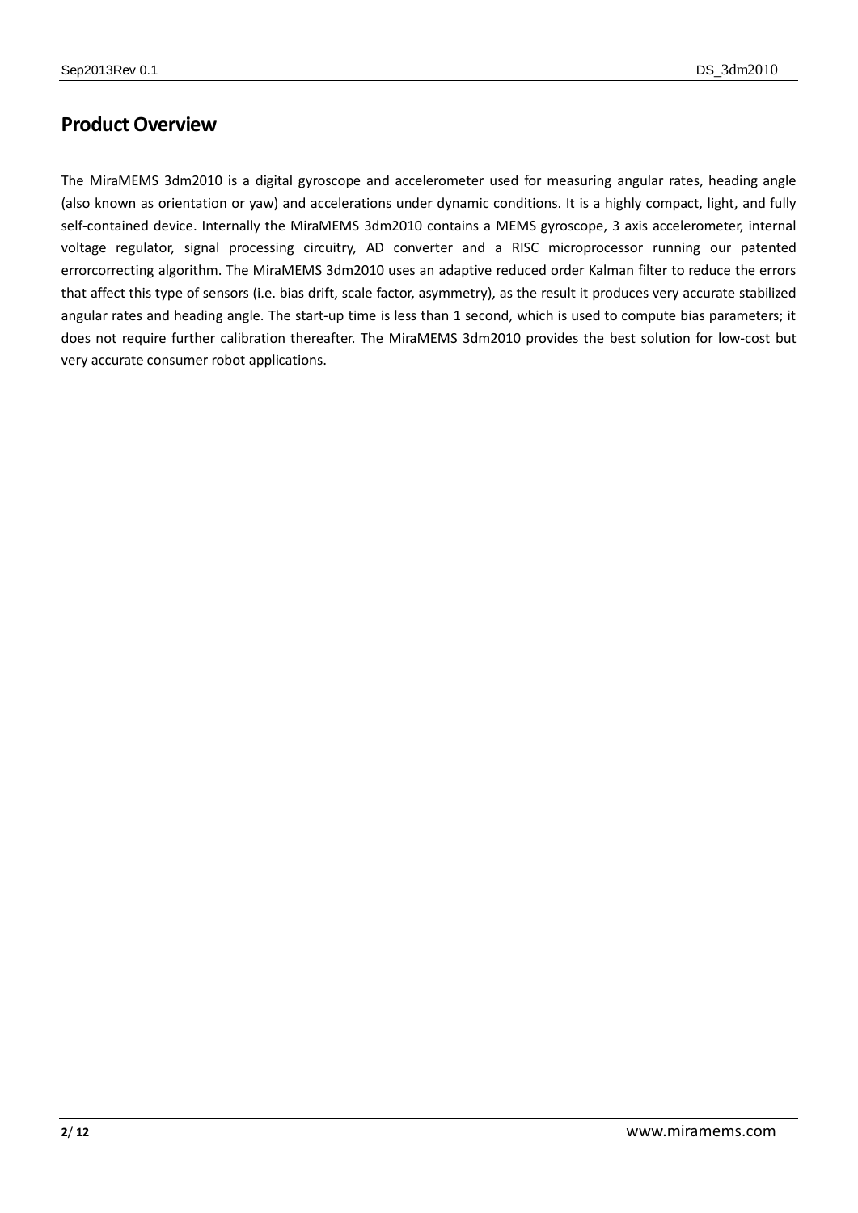## Product Overview

The MiraMEMS 3dm2010 is a digital gyroscope and accelerometer used for measuring angular rates, heading angle (also known as orientation or yaw) and accelerations under dynamic conditions. It is a highly compact, light, and fully self-contained device. Internally the MiraMEMS 3dm2010 contains a MEMS gyroscope, 3 axis accelerometer, internal voltage regulator, signal processing circuitry, AD converter and a RISC microprocessor running our patented errorcorrecting algorithm. The MiraMEMS 3dm2010 uses an adaptive reduced order Kalman filter to reduce the errors that affect this type of sensors (i.e. bias drift, scale factor, asymmetry), as the result it produces very accurate stabilized angular rates and heading angle. The start-up time is less than 1 second, which is used to compute bias parameters; it does not require further calibration thereafter. The MiraMEMS 3dm2010 provides the best solution for low-cost but very accurate consumer robot applications.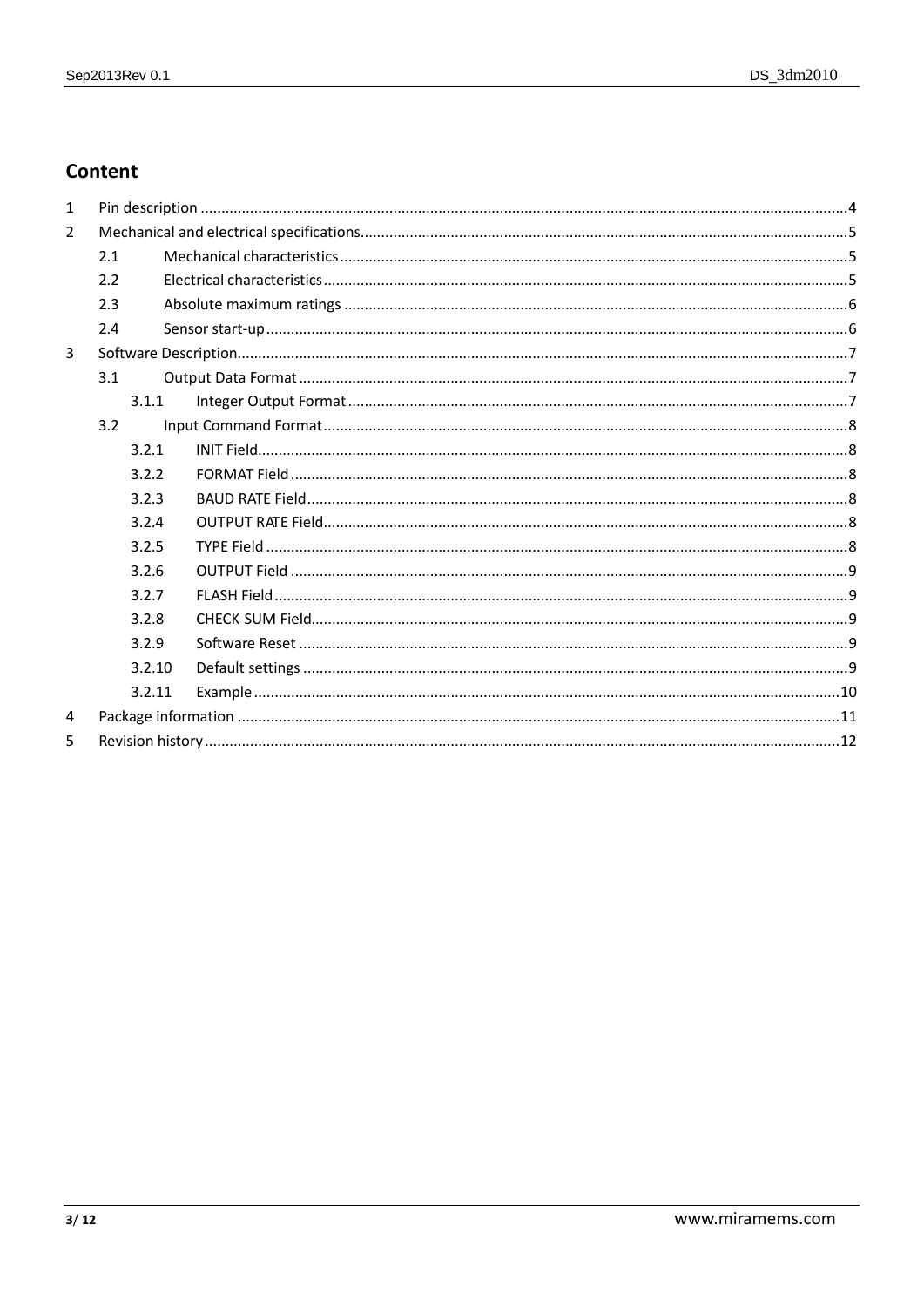## Content

1 Pin description ..........4

2 Mechanical and electrical specifications..........5

- 2.1 Mechanical characteristics..........5
- 2.2 Electrical characteristics..........5
- 2.3 Absolute maximum ratings..........6
- 2.4 Sensor start-up..........6

3 Software Description..........7

- 3.1 Output Data Format..........7
  - 3.1.1 Integer Output Format..........7
- 3.2 Input Command Format..........8
  - 3.2.1 INIT Field..........8
  - 3.2.2 FORMAT Field..........8
  - 3.2.3 BAUD RATE Field..........8
  - 3.2.4 OUTPUT RATE Field..........8
  - 3.2.5 TYPE Field..........8
  - 3.2.6 OUTPUT Field..........9
  - 3.2.7 FLASH Field..........9
  - 3.2.8 CHECK SUM Field..........9
  - 3.2.9 Software Reset..........9
  - 3.2.10 Default settings..........9
  - 3.2.11 Example..........10

4 Package information..........11

5 Revision history..........12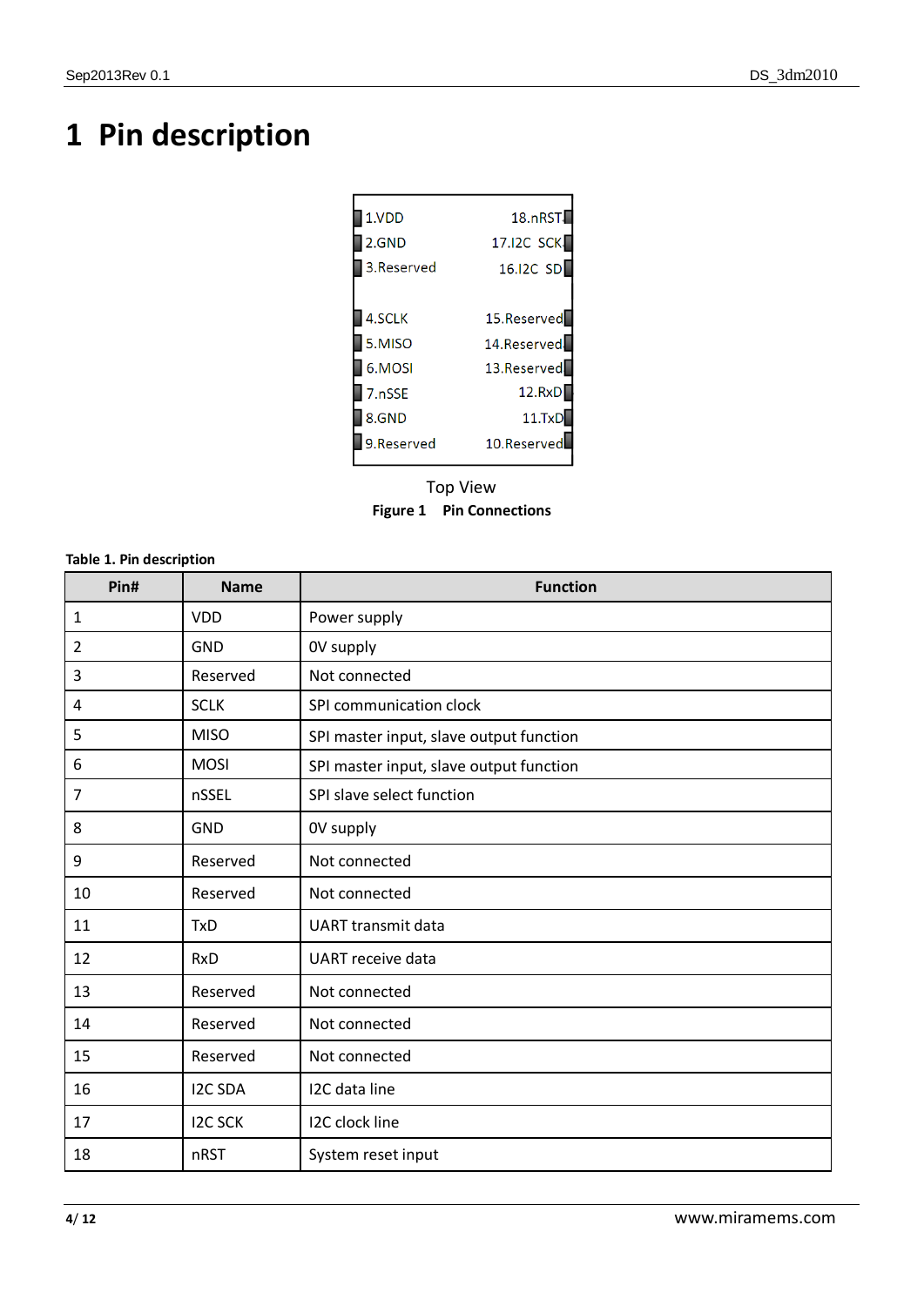# 1 Pin description

1.VDD
2.GND
3.Reserved
4.SCLK
5.MISO
6.MOSI
7.nSSE
8.GND
9.Reserved
18.nRST
17.I2C SCK
16.I2C SD
15.Reserved
14.Reserved
13.Reserved
12.RxD
11.TxD
10.Reserved

Top View

**Figure 1 Pin Connections**

**Table 1. Pin description**

| Pin# | Name | Function |
|---|---|---|
| 1 | VDD | Power supply |
| 2 | GND | 0V supply |
| 3 | Reserved | Not connected |
| 4 | SCLK | SPI communication clock |
| 5 | MISO | SPI master input, slave output function |
| 6 | MOSI | SPI master input, slave output function |
| 7 | nSSEL | SPI slave select function |
| 8 | GND | 0V supply |
| 9 | Reserved | Not connected |
| 10 | Reserved | Not connected |
| 11 | TxD | UART transmit data |
| 12 | RxD | UART receive data |
| 13 | Reserved | Not connected |
| 14 | Reserved | Not connected |
| 15 | Reserved | Not connected |
| 16 | I2C SDA | I2C data line |
| 17 | I2C SCK | I2C clock line |
| 18 | nRST | System reset input |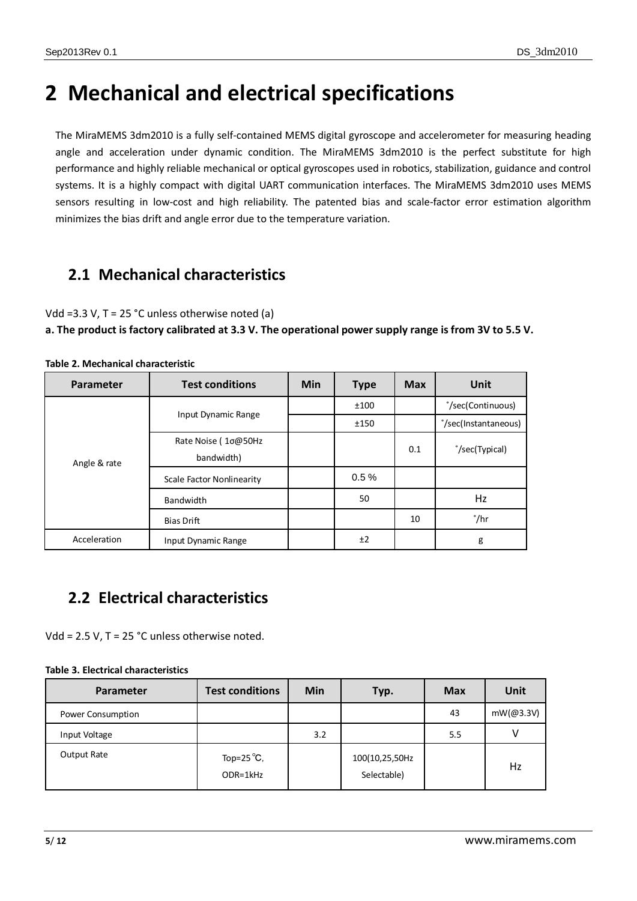# 2 Mechanical and electrical specifications

The MiraMEMS 3dm2010 is a fully self-contained MEMS digital gyroscope and accelerometer for measuring heading angle and acceleration under dynamic condition. The MiraMEMS 3dm2010 is the perfect substitute for high performance and highly reliable mechanical or optical gyroscopes used in robotics, stabilization, guidance and control systems. It is a highly compact with digital UART communication interfaces. The MiraMEMS 3dm2010 uses MEMS sensors resulting in low-cost and high reliability. The patented bias and scale-factor error estimation algorithm minimizes the bias drift and angle error due to the temperature variation.

## 2.1 Mechanical characteristics

Vdd =3.3 V, T = 25 °C unless otherwise noted (a)

**a. The product is factory calibrated at 3.3 V. The operational power supply range is from 3V to 5.5 V.**

**Table 2. Mechanical characteristic**

| Parameter | Test conditions | Min | Type | Max | Unit |
|---|---|---|---|---|---|
| Angle & rate | Input Dynamic Range | | ±100 | | ˚/sec(Continuous) |
| | | | ±150 | | ˚/sec(Instantaneous) |
| | Rate Noise ( 1σ@50Hz bandwidth) | | | 0.1 | ˚/sec(Typical) |
| | Scale Factor Nonlinearity | | 0.5 % | | |
| | Bandwidth | | 50 | | Hz |
| | Bias Drift | | | 10 | ˚/hr |
| Acceleration | Input Dynamic Range | | ±2 | | g |

## 2.2 Electrical characteristics

Vdd = 2.5 V, T = 25 °C unless otherwise noted.

**Table 3. Electrical characteristics**

| Parameter | Test conditions | Min | Typ. | Max | Unit |
|---|---|---|---|---|---|
| Power Consumption | | | | 43 | mW(@3.3V) |
| Input Voltage | | 3.2 | | 5.5 | V |
| Output Rate | Top=25℃, ODR=1kHz | | 100(10,25,50Hz Selectable) | | Hz |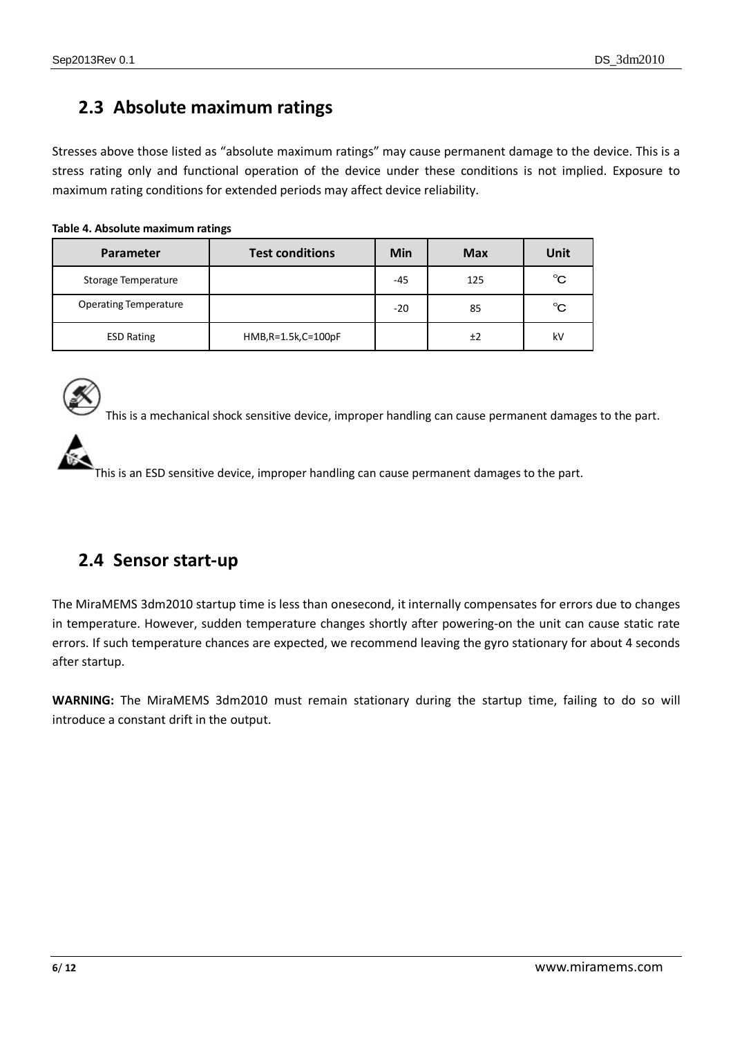## 2.3 Absolute maximum ratings

Stresses above those listed as “absolute maximum ratings” may cause permanent damage to the device. This is a stress rating only and functional operation of the device under these conditions is not implied. Exposure to maximum rating conditions for extended periods may affect device reliability.

**Table 4. Absolute maximum ratings**

| Parameter | Test conditions | Min | Max | Unit |
|---|---|---|---|---|
| Storage Temperature | | -45 | 125 | ℃ |
| Operating Temperature | | -20 | 85 | ℃ |
| ESD Rating | HMB,R=1.5k,C=100pF | | ±2 | kV |

This is a mechanical shock sensitive device, improper handling can cause permanent damages to the part.

This is an ESD sensitive device, improper handling can cause permanent damages to the part.

## 2.4 Sensor start-up

The MiraMEMS 3dm2010 startup time is less than onesecond, it internally compensates for errors due to changes in temperature. However, sudden temperature changes shortly after powering-on the unit can cause static rate errors. If such temperature chances are expected, we recommend leaving the gyro stationary for about 4 seconds after startup.

**WARNING:** The MiraMEMS 3dm2010 must remain stationary during the startup time, failing to do so will introduce a constant drift in the output.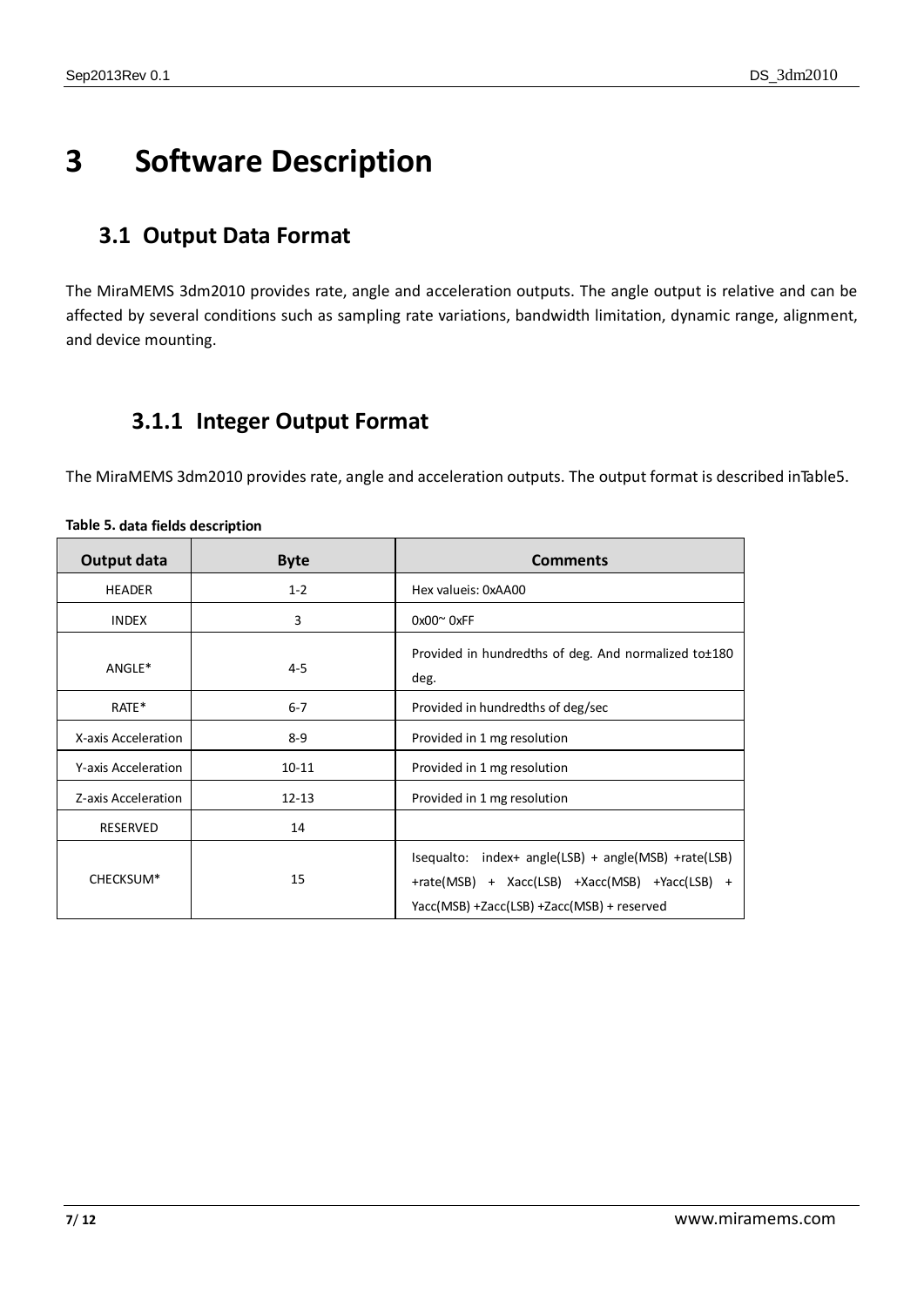# 3 Software Description

## 3.1 Output Data Format

The MiraMEMS 3dm2010 provides rate, angle and acceleration outputs. The angle output is relative and can be affected by several conditions such as sampling rate variations, bandwidth limitation, dynamic range, alignment, and device mounting.

### 3.1.1 Integer Output Format

The MiraMEMS 3dm2010 provides rate, angle and acceleration outputs. The output format is described inTable5.

**Table 5. data fields description**

| Output data | Byte | Comments |
|---|---|---|
| HEADER | 1-2 | Hex valueis: 0xAA00 |
| INDEX | 3 | 0x00~ 0xFF |
| ANGLE* | 4-5 | Provided in hundredths of deg. And normalized to±180 deg. |
| RATE* | 6-7 | Provided in hundredths of deg/sec |
| X-axis Acceleration | 8-9 | Provided in 1 mg resolution |
| Y-axis Acceleration | 10-11 | Provided in 1 mg resolution |
| Z-axis Acceleration | 12-13 | Provided in 1 mg resolution |
| RESERVED | 14 | |
| CHECKSUM* | 15 | Isequalto: index+ angle(LSB) + angle(MSB) +rate(LSB) +rate(MSB) + Xacc(LSB) +Xacc(MSB) +Yacc(LSB) + Yacc(MSB) +Zacc(LSB) +Zacc(MSB) + reserved |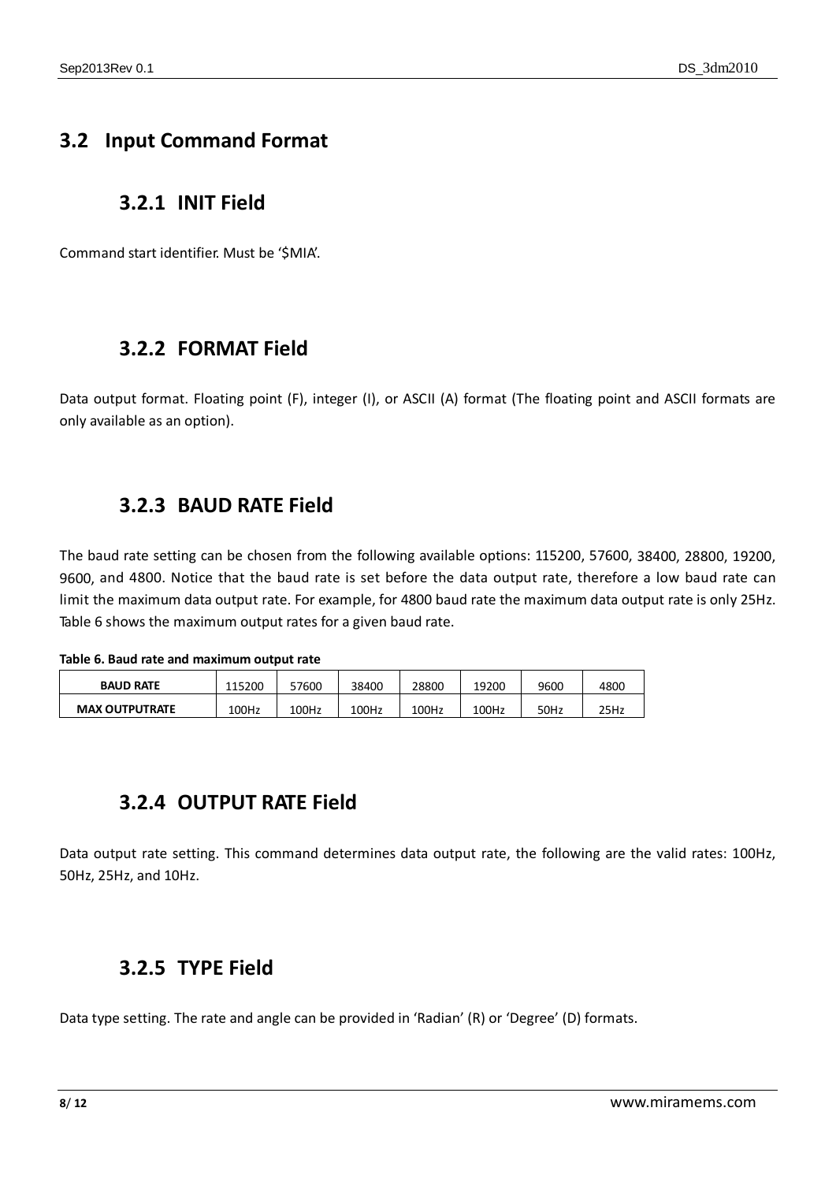## 3.2 Input Command Format

### 3.2.1 INIT Field

Command start identifier. Must be '$MIA'.

### 3.2.2 FORMAT Field

Data output format. Floating point (F), integer (I), or ASCII (A) format (The floating point and ASCII formats are only available as an option).

### 3.2.3 BAUD RATE Field

The baud rate setting can be chosen from the following available options: 115200, 57600, 38400, 28800, 19200, 9600, and 4800. Notice that the baud rate is set before the data output rate, therefore a low baud rate can limit the maximum data output rate. For example, for 4800 baud rate the maximum data output rate is only 25Hz. Table 6 shows the maximum output rates for a given baud rate.

**Table 6. Baud rate and maximum output rate**

| BAUD RATE | 115200 | 57600 | 38400 | 28800 | 19200 | 9600 | 4800 |
|---|---|---|---|---|---|---|---|
| MAX OUTPUTRATE | 100Hz | 100Hz | 100Hz | 100Hz | 100Hz | 50Hz | 25Hz |

### 3.2.4 OUTPUT RATE Field

Data output rate setting. This command determines data output rate, the following are the valid rates: 100Hz, 50Hz, 25Hz, and 10Hz.

### 3.2.5 TYPE Field

Data type setting. The rate and angle can be provided in 'Radian' (R) or 'Degree' (D) formats.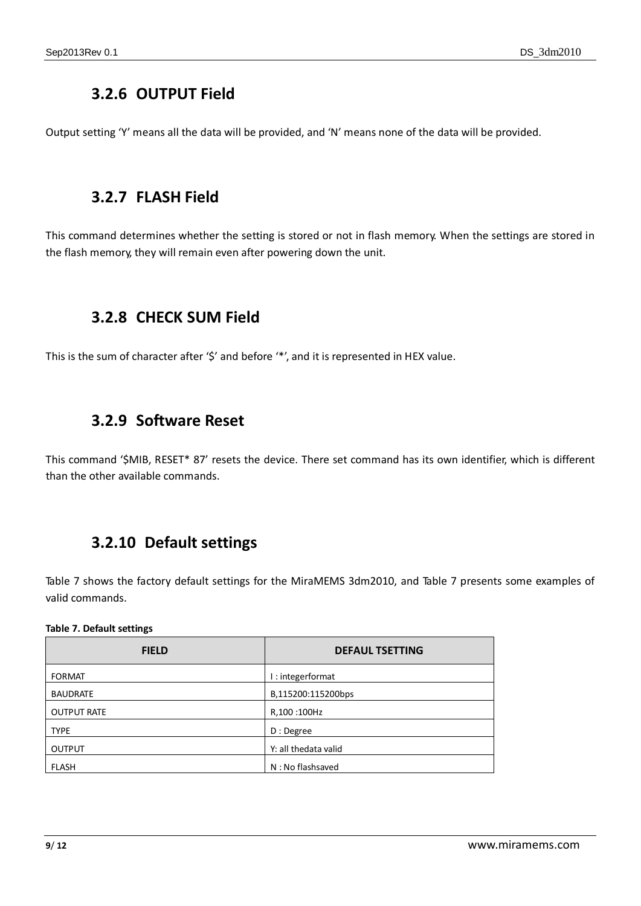### 3.2.6 OUTPUT Field

Output setting ‘Y’ means all the data will be provided, and ‘N’ means none of the data will be provided.

### 3.2.7 FLASH Field

This command determines whether the setting is stored or not in flash memory. When the settings are stored in the flash memory, they will remain even after powering down the unit.

### 3.2.8 CHECK SUM Field

This is the sum of character after ‘$’ and before ‘*’, and it is represented in HEX value.

### 3.2.9 Software Reset

This command ‘$MIB, RESET* 87’ resets the device. There set command has its own identifier, which is different than the other available commands.

### 3.2.10 Default settings

Table 7 shows the factory default settings for the MiraMEMS 3dm2010, and Table 7 presents some examples of valid commands.

**Table 7. Default settings**

| FIELD | DEFAUL TSETTING |
|---|---|
| FORMAT | I : integerformat |
| BAUDRATE | B,115200:115200bps |
| OUTPUT RATE | R,100 :100Hz |
| TYPE | D : Degree |
| OUTPUT | Y: all thedata valid |
| FLASH | N : No flashsaved |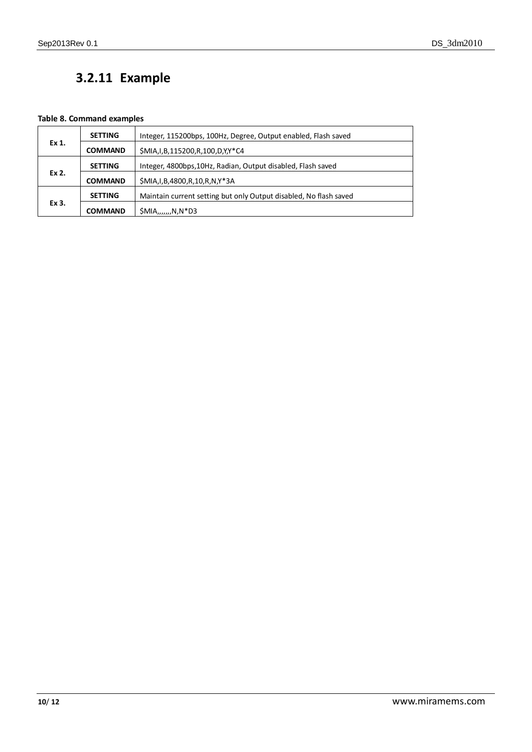### 3.2.11 Example

**Table 8. Command examples**

| | | |
|---|---|---|
| **Ex 1.** | **SETTING** | Integer, 115200bps, 100Hz, Degree, Output enabled, Flash saved |
| | **COMMAND** | $MIA,I,B,115200,R,100,D,Y,Y*C4 |
| **Ex 2.** | **SETTING** | Integer, 4800bps,10Hz, Radian, Output disabled, Flash saved |
| | **COMMAND** | $MIA,I,B,4800,R,10,R,N,Y*3A |
| **Ex 3.** | **SETTING** | Maintain current setting but only Output disabled, No flash saved |
| | **COMMAND** | $MIA,,,,,,,N,N*D3 |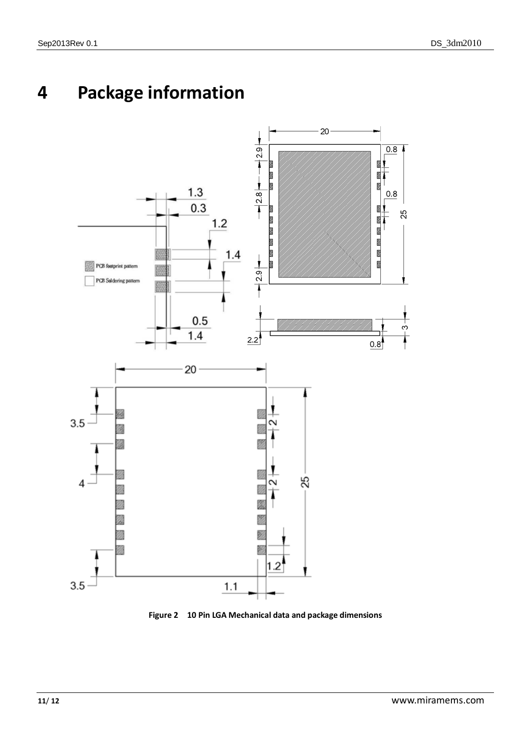# 4 Package information

PCB footprint pattern

PCB Soldering pattern

1.3
0.3
1.2
1.4
0.5
1.4

20
2.9
0.8
2.8
0.8
25
2.9

3
2.2
0.8

20
3.5
2
4
2
25
1.2
3.5
1.1

**Figure 2 10 Pin LGA Mechanical data and package dimensions**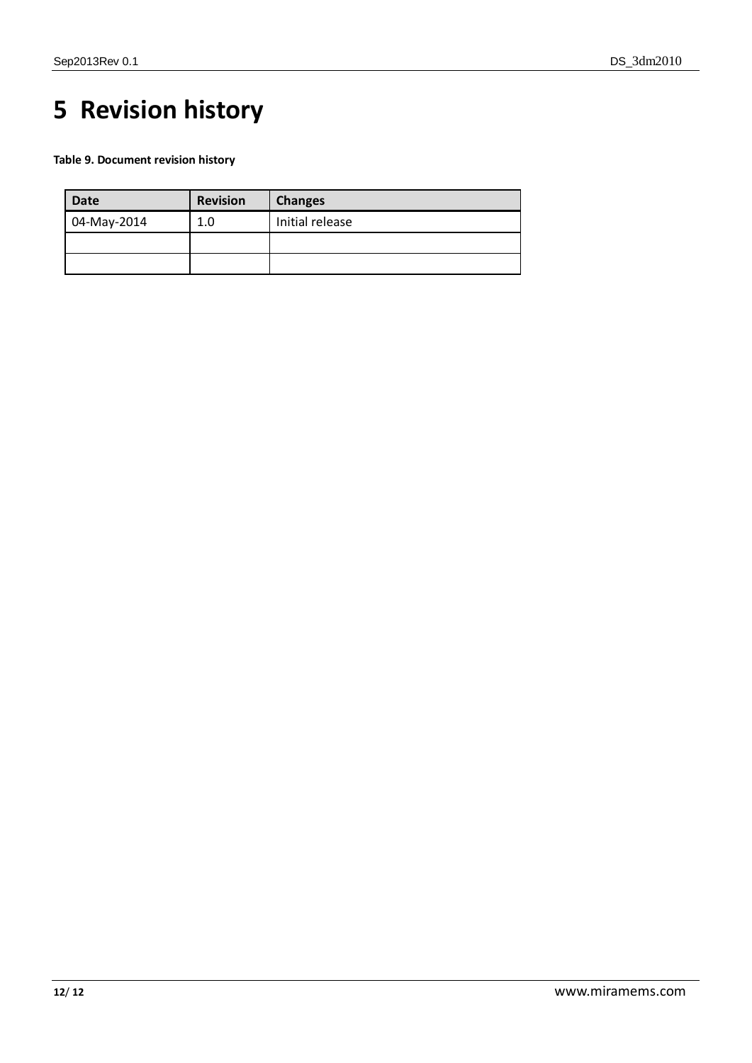# 5 Revision history

**Table 9. Document revision history**

| Date | Revision | Changes |
|---|---|---|
| 04-May-2014 | 1.0 | Initial release |
| | | |
| | | |